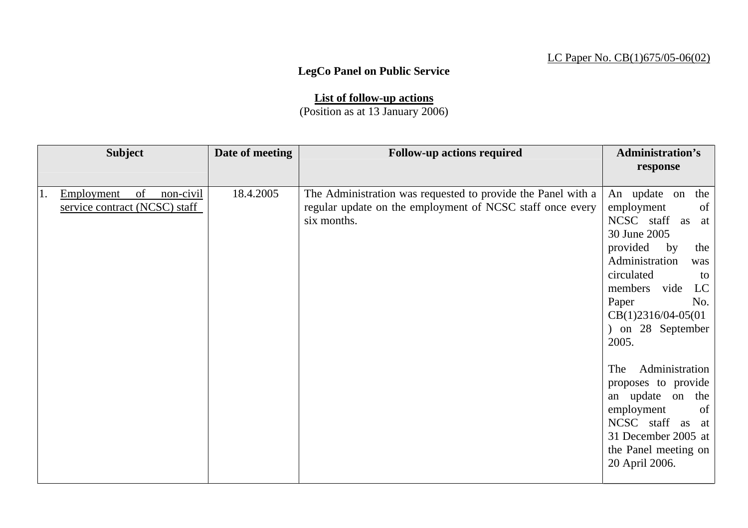LC Paper No. CB(1)675/05-06(02)

**LegCo Panel on Public Service**

**List of follow-up actions**

(Position as at 13 January 2006)

| Subject | Date of meeting | Follow-up actions required | Administration's response |
|---|---|---|---|
| 1. Employment of non-civil service contract (NCSC) staff | 18.4.2005 | The Administration was requested to provide the Panel with a regular update on the employment of NCSC staff once every six months. | An update on the employment of NCSC staff as at 30 June 2005 provided by the Administration was circulated to members vide LC Paper No. CB(1)2316/04-05(01) on 28 September 2005.<br><br>The Administration proposes to provide an update on the employment of NCSC staff as at 31 December 2005 at the Panel meeting on 20 April 2006. |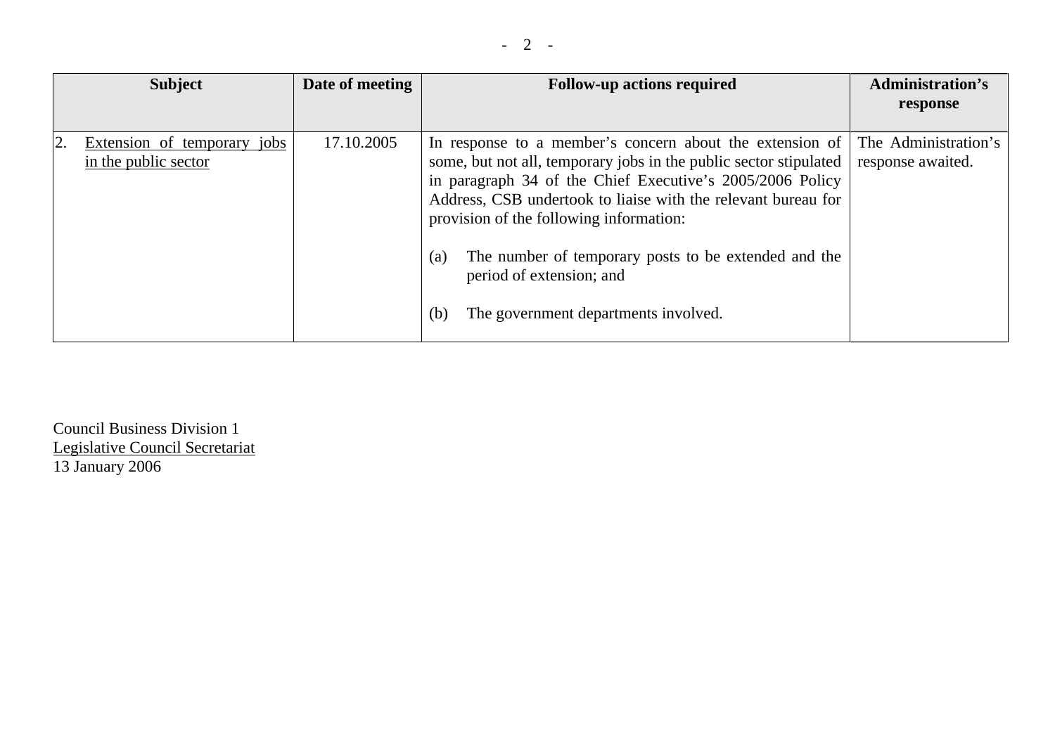| Subject | Date of meeting | Follow-up actions required | Administration's response |
|---|---|---|---|
| 2. Extension of temporary jobs in the public sector | 17.10.2005 | In response to a member's concern about the extension of some, but not all, temporary jobs in the public sector stipulated in paragraph 34 of the Chief Executive's 2005/2006 Policy Address, CSB undertook to liaise with the relevant bureau for provision of the following information:<br><br>(a) The number of temporary posts to be extended and the period of extension; and<br><br>(b) The government departments involved. | The Administration's response awaited. |

Council Business Division 1
Legislative Council Secretariat
13 January 2006